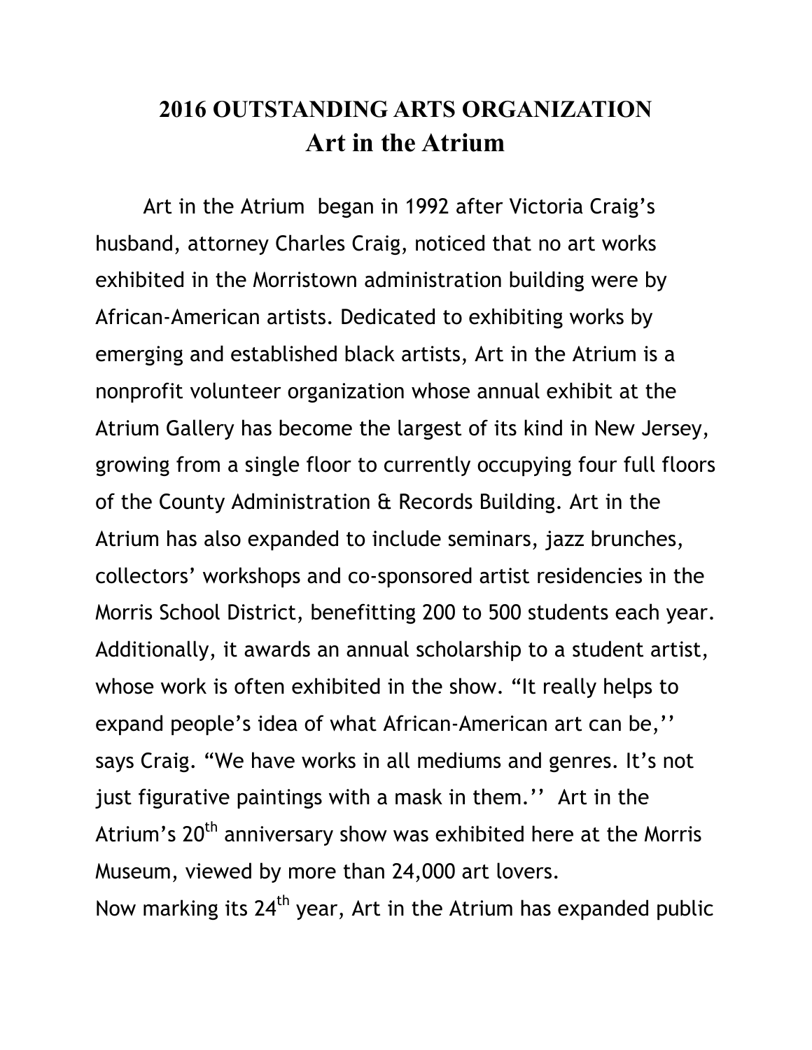# 2016 OUTSTANDING ARTS ORGANIZATION
## Art in the Atrium

Art in the Atrium began in 1992 after Victoria Craig's husband, attorney Charles Craig, noticed that no art works exhibited in the Morristown administration building were by African-American artists. Dedicated to exhibiting works by emerging and established black artists, Art in the Atrium is a nonprofit volunteer organization whose annual exhibit at the Atrium Gallery has become the largest of its kind in New Jersey, growing from a single floor to currently occupying four full floors of the County Administration & Records Building. Art in the Atrium has also expanded to include seminars, jazz brunches, collectors' workshops and co-sponsored artist residencies in the Morris School District, benefitting 200 to 500 students each year. Additionally, it awards an annual scholarship to a student artist, whose work is often exhibited in the show. "It really helps to expand people's idea of what African-American art can be,'' says Craig. "We have works in all mediums and genres. It's not just figurative paintings with a mask in them.'' Art in the Atrium's 20th anniversary show was exhibited here at the Morris Museum, viewed by more than 24,000 art lovers.

Now marking its 24th year, Art in the Atrium has expanded public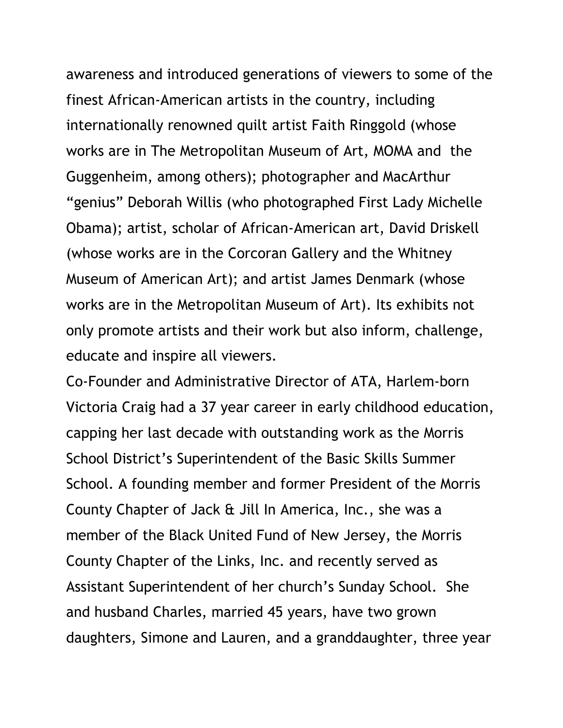awareness and introduced generations of viewers to some of the finest African-American artists in the country, including internationally renowned quilt artist Faith Ringgold (whose works are in The Metropolitan Museum of Art, MOMA and the Guggenheim, among others); photographer and MacArthur "genius" Deborah Willis (who photographed First Lady Michelle Obama); artist, scholar of African-American art, David Driskell (whose works are in the Corcoran Gallery and the Whitney Museum of American Art); and artist James Denmark (whose works are in the Metropolitan Museum of Art). Its exhibits not only promote artists and their work but also inform, challenge, educate and inspire all viewers.

Co-Founder and Administrative Director of ATA, Harlem-born Victoria Craig had a 37 year career in early childhood education, capping her last decade with outstanding work as the Morris School District's Superintendent of the Basic Skills Summer School. A founding member and former President of the Morris County Chapter of Jack & Jill In America, Inc., she was a member of the Black United Fund of New Jersey, the Morris County Chapter of the Links, Inc. and recently served as Assistant Superintendent of her church's Sunday School. She and husband Charles, married 45 years, have two grown daughters, Simone and Lauren, and a granddaughter, three year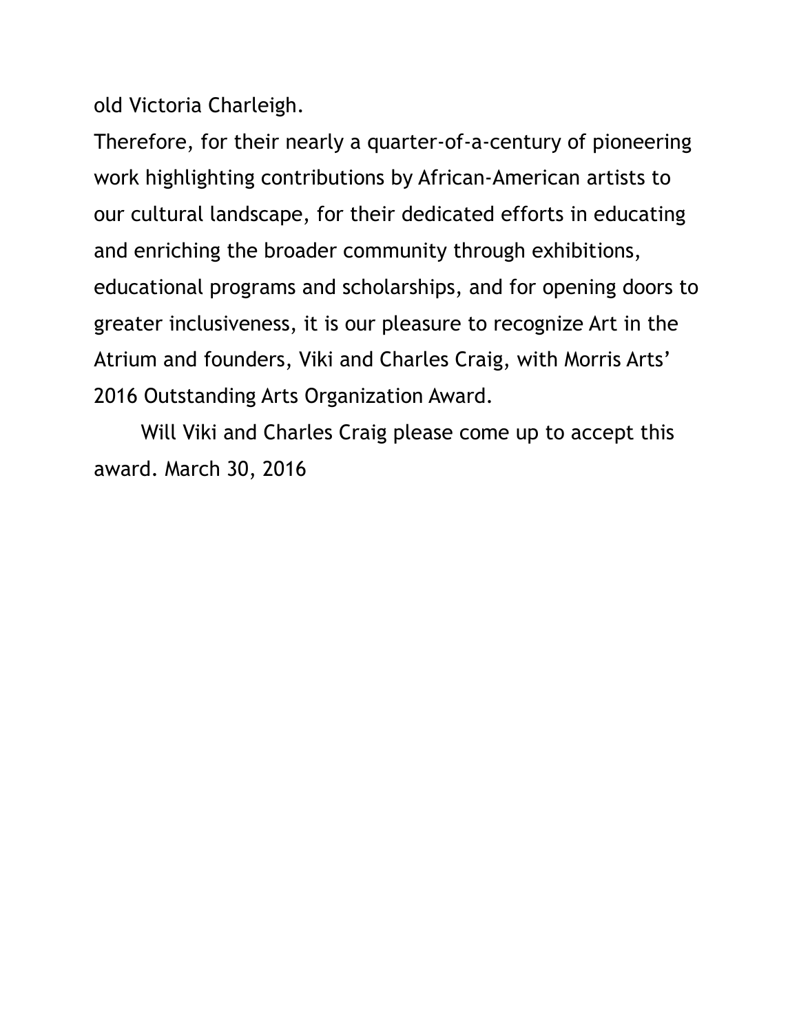old Victoria Charleigh.

Therefore, for their nearly a quarter-of-a-century of pioneering work highlighting contributions by African-American artists to our cultural landscape, for their dedicated efforts in educating and enriching the broader community through exhibitions, educational programs and scholarships, and for opening doors to greater inclusiveness, it is our pleasure to recognize Art in the Atrium and founders, Viki and Charles Craig, with Morris Arts' 2016 Outstanding Arts Organization Award.

Will Viki and Charles Craig please come up to accept this award. March 30, 2016